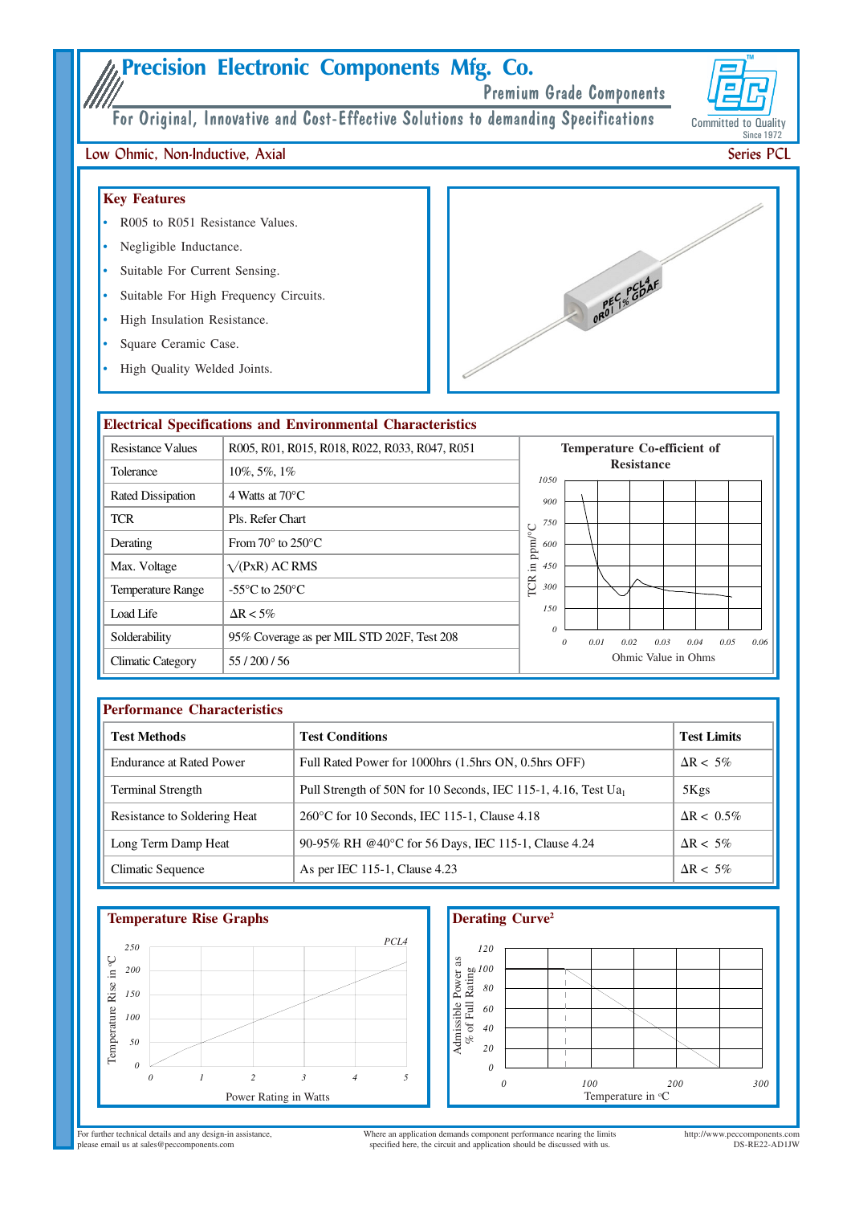# Precision Electronic Components Mfg. Co.

Premium Grade Components

For Original, Innovative and Cost-Effective Solutions to demanding Specifications

Committed to Quality Since 1972

## Low Ohmic, Non-Inductive, Axial

Series PCL

### Key Features

- R005 to R051 Resistance Values.
- Negligible Inductance.
- Suitable For Current Sensing.
- Suitable For High Frequency Circuits.
- High Insulation Resistance.
- Square Ceramic Case.
- High Quality Welded Joints.

### Electrical Specifications and Environmental Characteristics

| | |
|---|---|
| Resistance Values | R005, R01, R015, R018, R022, R033, R047, R051 |
| Tolerance | 10%, 5%, 1% |
| Rated Dissipation | 4 Watts at 70°C |
| TCR | Pls. Refer Chart |
| Derating | From 70° to 250°C |
| Max. Voltage | $\sqrt{(PxR)}$ AC RMS |
| Temperature Range | -55°C to 250°C |
| Load Life | $\Delta R < 5\%$ |
| Solderability | 95% Coverage as per MIL STD 202F, Test 208 |
| Climatic Category | 55 / 200 / 56 |

**Temperature Co-efficient of Resistance**

TCR in ppm/°C (0–1050) vs Ohmic Value in Ohms (0–0.06)

### Performance Characteristics

| Test Methods | Test Conditions | Test Limits |
|---|---|---|
| Endurance at Rated Power | Full Rated Power for 1000hrs (1.5hrs ON, 0.5hrs OFF) | $\Delta R < 5\%$ |
| Terminal Strength | Pull Strength of 50N for 10 Seconds, IEC 115-1, 4.16, Test $Ua_1$ | 5Kgs |
| Resistance to Soldering Heat | 260°C for 10 Seconds, IEC 115-1, Clause 4.18 | $\Delta R < 0.5\%$ |
| Long Term Damp Heat | 90-95% RH @40°C for 56 Days, IEC 115-1, Clause 4.24 | $\Delta R < 5\%$ |
| Climatic Sequence | As per IEC 115-1, Clause 4.23 | $\Delta R < 5\%$ |

### Temperature Rise Graphs

PCL4

Temperature Rise in °C (0–250) vs Power Rating in Watts (0–5)

### Derating Curve[2]

Admissible Power as % of Full Rating (0–120) vs Temperature in °C (0–300)

For further technical details and any design-in assistance, please email us at sales@peccomponents.com

Where an application demands component performance nearing the limits specified here, the circuit and application should be discussed with us.

http://www.peccomponents.com
DS-RE22-AD1JW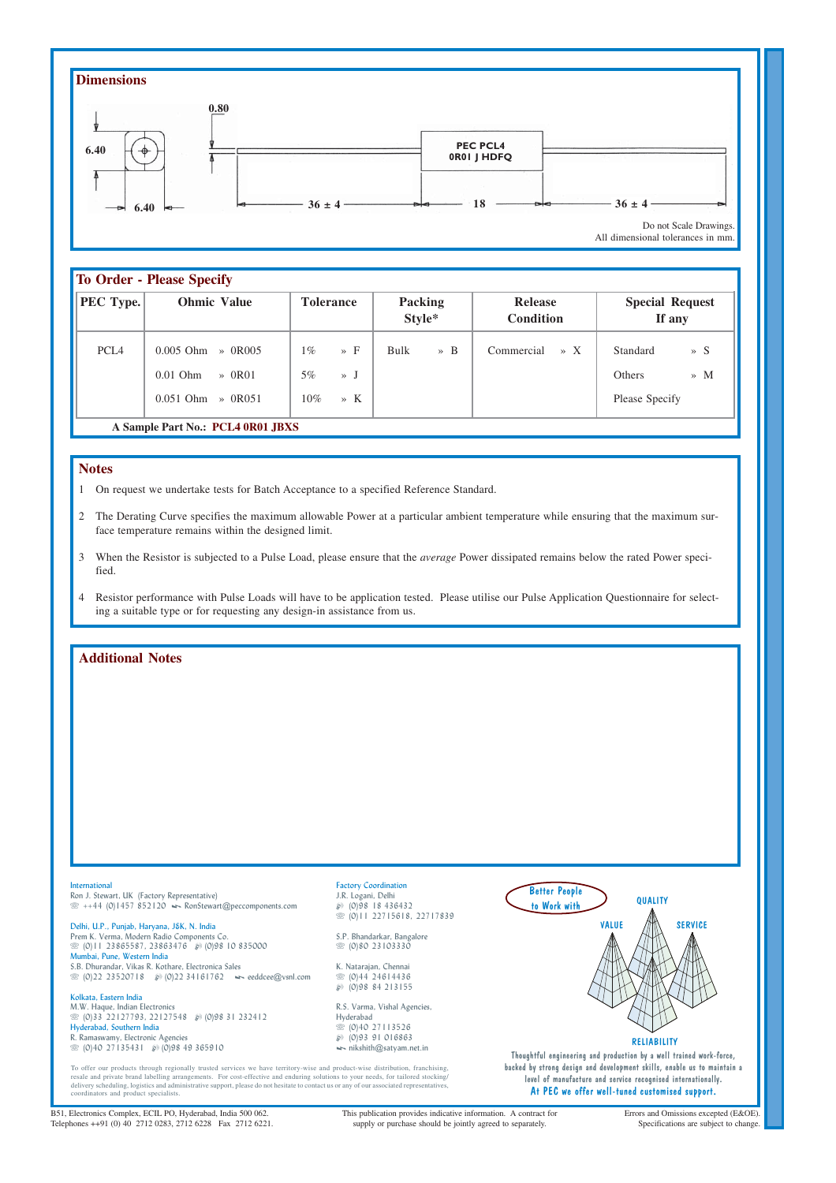## Dimensions

0.80

6.40

6.40

PEC PCL4
0R01 J HDFQ

36 ± 4

18

36 ± 4

Do not Scale Drawings.
All dimensional tolerances in mm.

## To Order - Please Specify

| PEC Type. | Ohmic Value | Tolerance | Packing Style* | Release Condition | Special Request If any |
|---|---|---|---|---|---|
| PCL4 | 0.005 Ohm » 0R005 | 1% » F | Bulk » B | Commercial » X | Standard » S |
| | 0.01 Ohm » 0R01 | 5% » J | | | Others » M |
| | 0.051 Ohm » 0R051 | 10% » K | | | Please Specify |

A Sample Part No.: **PCL4 0R01 JBXS**

## Notes

1 On request we undertake tests for Batch Acceptance to a specified Reference Standard.

2 The Derating Curve specifies the maximum allowable Power at a particular ambient temperature while ensuring that the maximum surface temperature remains within the designed limit.

3 When the Resistor is subjected to a Pulse Load, please ensure that the *average* Power dissipated remains below the rated Power specified.

4 Resistor performance with Pulse Loads will have to be application tested. Please utilise our Pulse Application Questionnaire for selecting a suitable type or for requesting any design-in assistance from us.

## Additional Notes

International
Ron J. Stewart, UK (Factory Representative)
++44 (0)1457 852120 RonStewart@peccomponents.com

Delhi, U.P., Punjab, Haryana, J&K, N. India
Prem K. Verma, Modern Radio Components Co.
(0)11 23865587, 23863476 (0)98 10 835000

Mumbai, Pune, Western India
S.B. Dhurandar, Vikas R. Kothare, Electronica Sales
(0)22 23520718 (0)22 34161762 eeddcee@vsnl.com

Kolkata, Eastern India
M.W. Haque, Indian Electronics
(0)33 22127793, 22127548 (0)98 31 232412

Hyderabad, Southern India
R. Ramaswamy, Electronic Agencies
(0)40 27135431 (0)98 49 365910

Factory Coordination
J.R. Logani, Delhi
(0)98 18 436432
(0)11 22715618, 22717839

S.P. Bhandarkar, Bangalore
(0)80 23103330

K. Natarajan, Chennai
(0)44 24614436
(0)98 84 213155

R.S. Varma, Vishal Agencies, Hyderabad
(0)40 27113526
(0)93 91 016863
nikshith@satyam.net.in

Better People to Work with

QUALITY VALUE SERVICE RELIABILITY

Thoughtful engineering and production by a well trained work-force, backed by strong design and development skills, enable us to maintain a level of manufacture and service recognised internationally.

**At PEC we offer well-tuned customised support.**

To offer our products through regionally trusted services we have territory-wise and product-wise distribution, franchising, resale and private brand labelling arrangements. For cost-effective and enduring solutions to your needs, for tailored stocking/delivery scheduling, logistics and administrative support, please do not hesitate to contact us or any of our associated representatives, coordinators and product specialists.

B51, Electronics Complex, ECIL PO, Hyderabad, India 500 062.
Telephones ++91 (0) 40 2712 0283, 2712 6228 Fax 2712 6221.

This publication provides indicative information. A contract for supply or purchase should be jointly agreed to separately.

Errors and Omissions excepted (E&OE).
Specifications are subject to change.